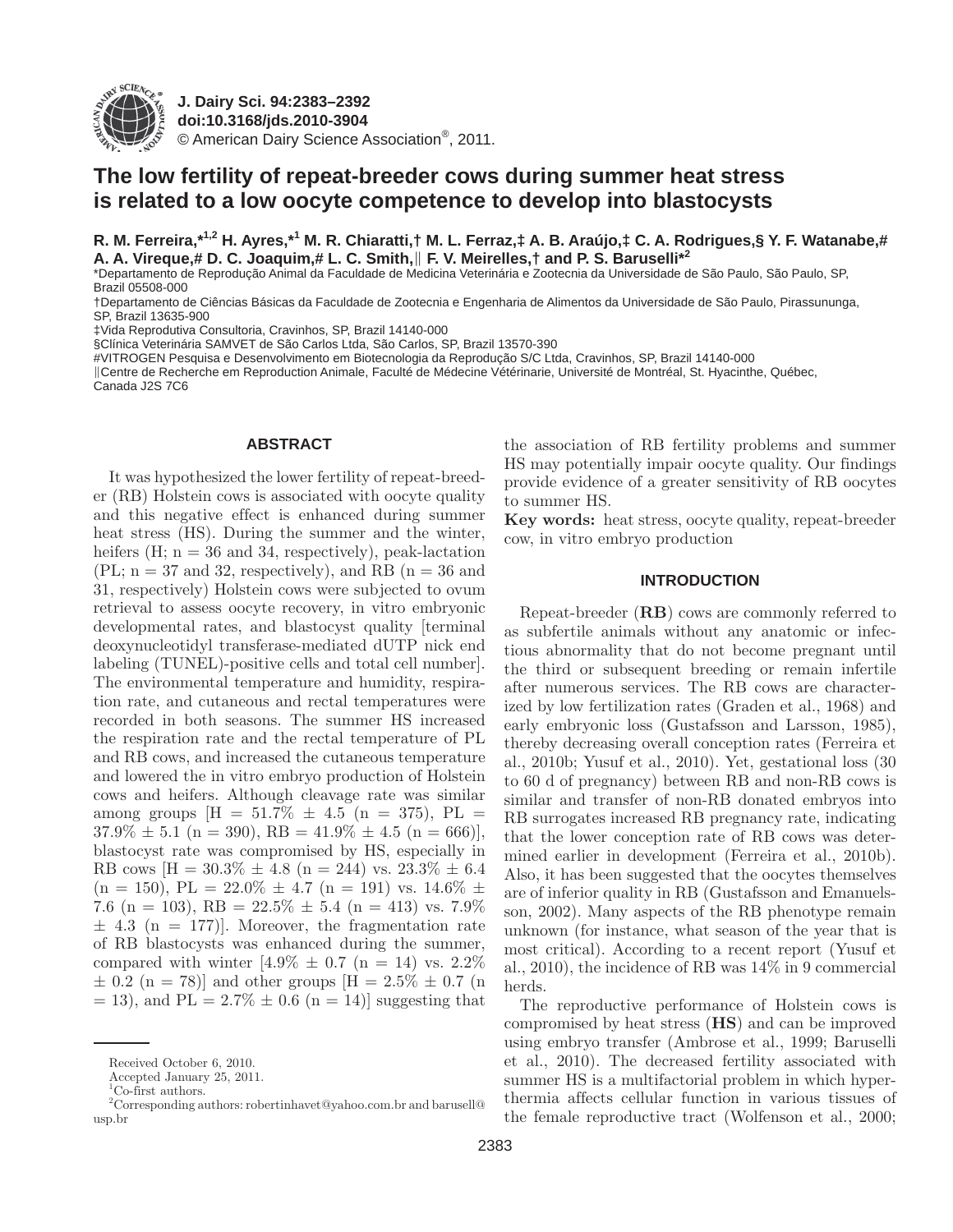# The low fertility of repeat-breeder cows during summer heat stress is related to a low oocyte competence to develop into blastocysts

**R. M. Ferreira,*[1,2] H. Ayres,*[1] M. R. Chiaratti,† M. L. Ferraz,‡ A. B. Araújo,‡ C. A. Rodrigues,§ Y. F. Watanabe,# A. A. Vireque,# D. C. Joaquim,# L. C. Smith,‖ F. V. Meirelles,† and P. S. Baruselli*[2]**

*Departamento de Reprodução Animal da Faculdade de Medicina Veterinária e Zootecnia da Universidade de São Paulo, São Paulo, SP, Brazil 05508-000

†Departamento de Ciências Básicas da Faculdade de Zootecnia e Engenharia de Alimentos da Universidade de São Paulo, Pirassununga, SP, Brazil 13635-900

‡Vida Reprodutiva Consultoria, Cravinhos, SP, Brazil 14140-000

§Clínica Veterinária SAMVET de São Carlos Ltda, São Carlos, SP, Brazil 13570-390

#VITROGEN Pesquisa e Desenvolvimento em Biotecnologia da Reprodução S/C Ltda, Cravinhos, SP, Brazil 14140-000

‖Centre de Recherche em Reproduction Animale, Faculté de Médecine Vétérinarie, Université de Montréal, St. Hyacinthe, Québec, Canada J2S 7C6

## ABSTRACT

It was hypothesized the lower fertility of repeat-breeder (RB) Holstein cows is associated with oocyte quality and this negative effect is enhanced during summer heat stress (HS). During the summer and the winter, heifers (H; n = 36 and 34, respectively), peak-lactation (PL; n = 37 and 32, respectively), and RB (n = 36 and 31, respectively) Holstein cows were subjected to ovum retrieval to assess oocyte recovery, in vitro embryonic developmental rates, and blastocyst quality [terminal deoxynucleotidyl transferase-mediated dUTP nick end labeling (TUNEL)-positive cells and total cell number]. The environmental temperature and humidity, respiration rate, and cutaneous and rectal temperatures were recorded in both seasons. The summer HS increased the respiration rate and the rectal temperature of PL and RB cows, and increased the cutaneous temperature and lowered the in vitro embryo production of Holstein cows and heifers. Although cleavage rate was similar among groups [H = 51.7% ± 4.5 (n = 375), PL = 37.9% ± 5.1 (n = 390), RB = 41.9% ± 4.5 (n = 666)], blastocyst rate was compromised by HS, especially in RB cows [H = 30.3% ± 4.8 (n = 244) vs. 23.3% ± 6.4 (n = 150), PL = 22.0% ± 4.7 (n = 191) vs. 14.6% ± 7.6 (n = 103), RB = 22.5% ± 5.4 (n = 413) vs. 7.9% ± 4.3 (n = 177)]. Moreover, the fragmentation rate of RB blastocysts was enhanced during the summer, compared with winter [4.9% ± 0.7 (n = 14) vs. 2.2% ± 0.2 (n = 78)] and other groups [H = 2.5% ± 0.7 (n = 13), and PL = 2.7% ± 0.6 (n = 14)] suggesting that the association of RB fertility problems and summer HS may potentially impair oocyte quality. Our findings provide evidence of a greater sensitivity of RB oocytes to summer HS.

**Key words:** heat stress, oocyte quality, repeat-breeder cow, in vitro embryo production

## INTRODUCTION

Repeat-breeder (**RB**) cows are commonly referred to as subfertile animals without any anatomic or infectious abnormality that do not become pregnant until the third or subsequent breeding or remain infertile after numerous services. The RB cows are characterized by low fertilization rates (Graden et al., 1968) and early embryonic loss (Gustafsson and Larsson, 1985), thereby decreasing overall conception rates (Ferreira et al., 2010b; Yusuf et al., 2010). Yet, gestational loss (30 to 60 d of pregnancy) between RB and non-RB cows is similar and transfer of non-RB donated embryos into RB surrogates increased RB pregnancy rate, indicating that the lower conception rate of RB cows was determined earlier in development (Ferreira et al., 2010b). Also, it has been suggested that the oocytes themselves are of inferior quality in RB (Gustafsson and Emanuelsson, 2002). Many aspects of the RB phenotype remain unknown (for instance, what season of the year that is most critical). According to a recent report (Yusuf et al., 2010), the incidence of RB was 14% in 9 commercial herds.

The reproductive performance of Holstein cows is compromised by heat stress (**HS**) and can be improved using embryo transfer (Ambrose et al., 1999; Baruselli et al., 2010). The decreased fertility associated with summer HS is a multifactorial problem in which hyperthermia affects cellular function in various tissues of the female reproductive tract (Wolfenson et al., 2000;

Received October 6, 2010.

Accepted January 25, 2011.

[1]Co-first authors.

[2]Corresponding authors: robertinhavet@yahoo.com.br and barusell@usp.br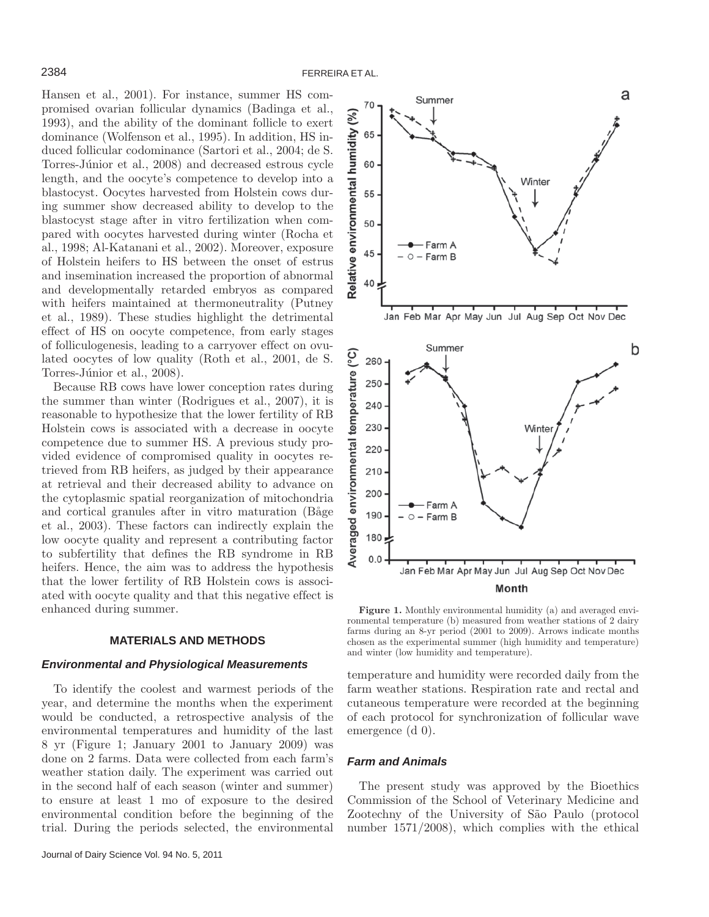Hansen et al., 2001). For instance, summer HS compromised ovarian follicular dynamics (Badinga et al., 1993), and the ability of the dominant follicle to exert dominance (Wolfenson et al., 1995). In addition, HS induced follicular codominance (Sartori et al., 2004; de S. Torres-Júnior et al., 2008) and decreased estrous cycle length, and the oocyte's competence to develop into a blastocyst. Oocytes harvested from Holstein cows during summer show decreased ability to develop to the blastocyst stage after in vitro fertilization when compared with oocytes harvested during winter (Rocha et al., 1998; Al-Katanani et al., 2002). Moreover, exposure of Holstein heifers to HS between the onset of estrus and insemination increased the proportion of abnormal and developmentally retarded embryos as compared with heifers maintained at thermoneutrality (Putney et al., 1989). These studies highlight the detrimental effect of HS on oocyte competence, from early stages of folliculogenesis, leading to a carryover effect on ovulated oocytes of low quality (Roth et al., 2001, de S. Torres-Júnior et al., 2008).

Because RB cows have lower conception rates during the summer than winter (Rodrigues et al., 2007), it is reasonable to hypothesize that the lower fertility of RB Holstein cows is associated with a decrease in oocyte competence due to summer HS. A previous study provided evidence of compromised quality in oocytes retrieved from RB heifers, as judged by their appearance at retrieval and their decreased ability to advance on the cytoplasmic spatial reorganization of mitochondria and cortical granules after in vitro maturation (Båge et al., 2003). These factors can indirectly explain the low oocyte quality and represent a contributing factor to subfertility that defines the RB syndrome in RB heifers. Hence, the aim was to address the hypothesis that the lower fertility of RB Holstein cows is associated with oocyte quality and that this negative effect is enhanced during summer.

**Figure 1.** Monthly environmental humidity (a) and averaged environmental temperature (b) measured from weather stations of 2 dairy farms during an 8-yr period (2001 to 2009). Arrows indicate months chosen as the experimental summer (high humidity and temperature) and winter (low humidity and temperature).

## MATERIALS AND METHODS

### *Environmental and Physiological Measurements*

To identify the coolest and warmest periods of the year, and determine the months when the experiment would be conducted, a retrospective analysis of the environmental temperatures and humidity of the last 8 yr (Figure 1; January 2001 to January 2009) was done on 2 farms. Data were collected from each farm's weather station daily. The experiment was carried out in the second half of each season (winter and summer) to ensure at least 1 mo of exposure to the desired environmental condition before the beginning of the trial. During the periods selected, the environmental temperature and humidity were recorded daily from the farm weather stations. Respiration rate and rectal and cutaneous temperature were recorded at the beginning of each protocol for synchronization of follicular wave emergence (d 0).

### *Farm and Animals*

The present study was approved by the Bioethics Commission of the School of Veterinary Medicine and Zootechny of the University of São Paulo (protocol number 1571/2008), which complies with the ethical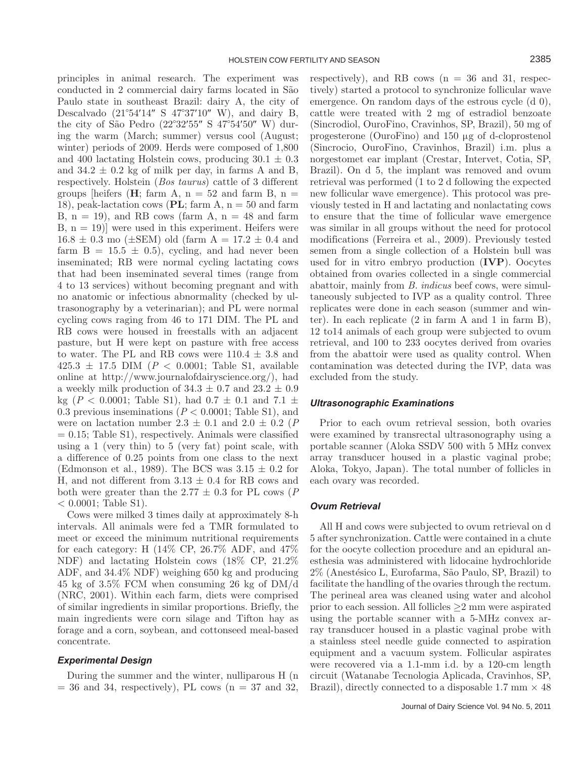principles in animal research. The experiment was conducted in 2 commercial dairy farms located in São Paulo state in southeast Brazil: dairy A, the city of Descalvado (21°54′14″ S 47°37′10″ W), and dairy B, the city of São Pedro (22°32′55″ S 47°54′50″ W) during the warm (March; summer) versus cool (August; winter) periods of 2009. Herds were composed of 1,800 and 400 lactating Holstein cows, producing 30.1 ± 0.3 and 34.2 ± 0.2 kg of milk per day, in farms A and B, respectively. Holstein (*Bos taurus*) cattle of 3 different groups [heifers (**H**; farm A, n = 52 and farm B, n = 18), peak-lactation cows (**PL**; farm A, n = 50 and farm B, n = 19), and RB cows (farm A, n = 48 and farm B, n = 19)] were used in this experiment. Heifers were 16.8 ± 0.3 mo (±SEM) old (farm A = 17.2 ± 0.4 and farm B = 15.5 ± 0.5), cycling, and had never been inseminated; RB were normal cycling lactating cows that had been inseminated several times (range from 4 to 13 services) without becoming pregnant and with no anatomic or infectious abnormality (checked by ultrasonography by a veterinarian); and PL were normal cycling cows raging from 46 to 171 DIM. The PL and RB cows were housed in freestalls with an adjacent pasture, but H were kept on pasture with free access to water. The PL and RB cows were 110.4 ± 3.8 and 425.3 ± 17.5 DIM ($P < 0.0001$; Table S1, available online at http://www.journalofdairyscience.org/), had a weekly milk production of 34.3 ± 0.7 and 23.2 ± 0.9 kg ($P < 0.0001$; Table S1), had 0.7 ± 0.1 and 7.1 ± 0.3 previous inseminations ($P < 0.0001$; Table S1), and were on lactation number 2.3 ± 0.1 and 2.0 ± 0.2 ($P = 0.15$; Table S1), respectively. Animals were classified using a 1 (very thin) to 5 (very fat) point scale, with a difference of 0.25 points from one class to the next (Edmonson et al., 1989). The BCS was 3.15 ± 0.2 for H, and not different from 3.13 ± 0.4 for RB cows and both were greater than the 2.77 ± 0.3 for PL cows ($P < 0.0001$; Table S1).

Cows were milked 3 times daily at approximately 8-h intervals. All animals were fed a TMR formulated to meet or exceed the minimum nutritional requirements for each category: H (14% CP, 26.7% ADF, and 47% NDF) and lactating Holstein cows (18% CP, 21.2% ADF, and 34.4% NDF) weighing 650 kg and producing 45 kg of 3.5% FCM when consuming 26 kg of DM/d (NRC, 2001). Within each farm, diets were comprised of similar ingredients in similar proportions. Briefly, the main ingredients were corn silage and Tifton hay as forage and a corn, soybean, and cottonseed meal-based concentrate.

### *Experimental Design*

During the summer and the winter, nulliparous H (n = 36 and 34, respectively), PL cows (n = 37 and 32, respectively), and RB cows (n = 36 and 31, respectively) started a protocol to synchronize follicular wave emergence. On random days of the estrous cycle (d 0), cattle were treated with 2 mg of estradiol benzoate (Sincrodiol, OuroFino, Cravinhos, SP, Brazil), 50 mg of progesterone (OuroFino) and 150 µg of d-cloprostenol (Sincrocio, OuroFino, Cravinhos, Brazil) i.m. plus a norgestomet ear implant (Crestar, Intervet, Cotia, SP, Brazil). On d 5, the implant was removed and ovum retrieval was performed (1 to 2 d following the expected new follicular wave emergence). This protocol was previously tested in H and lactating and nonlactating cows to ensure that the time of follicular wave emergence was similar in all groups without the need for protocol modifications (Ferreira et al., 2009). Previously tested semen from a single collection of a Holstein bull was used for in vitro embryo production (**IVP**). Oocytes obtained from ovaries collected in a single commercial abattoir, mainly from *B. indicus* beef cows, were simultaneously subjected to IVP as a quality control. Three replicates were done in each season (summer and winter). In each replicate (2 in farm A and 1 in farm B), 12 to14 animals of each group were subjected to ovum retrieval, and 100 to 233 oocytes derived from ovaries from the abattoir were used as quality control. When contamination was detected during the IVP, data was excluded from the study.

### *Ultrasonographic Examinations*

Prior to each ovum retrieval session, both ovaries were examined by transrectal ultrasonography using a portable scanner (Aloka SSDV 500 with 5 MHz convex array transducer housed in a plastic vaginal probe; Aloka, Tokyo, Japan). The total number of follicles in each ovary was recorded.

### *Ovum Retrieval*

All H and cows were subjected to ovum retrieval on d 5 after synchronization. Cattle were contained in a chute for the oocyte collection procedure and an epidural anesthesia was administered with lidocaine hydrochloride 2% (Anestésico L, Eurofarma, São Paulo, SP, Brazil) to facilitate the handling of the ovaries through the rectum. The perineal area was cleaned using water and alcohol prior to each session. All follicles ≥2 mm were aspirated using the portable scanner with a 5-MHz convex array transducer housed in a plastic vaginal probe with a stainless steel needle guide connected to aspiration equipment and a vacuum system. Follicular aspirates were recovered via a 1.1-mm i.d. by a 120-cm length circuit (Watanabe Tecnologia Aplicada, Cravinhos, SP, Brazil), directly connected to a disposable 1.7 mm × 48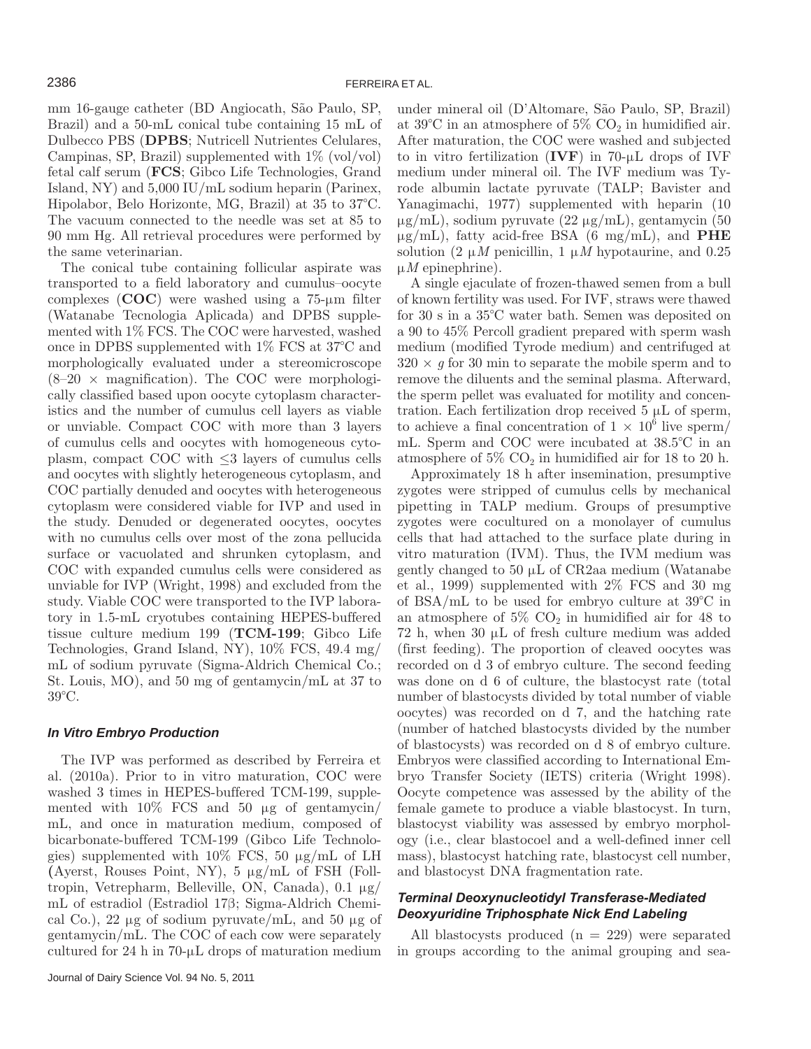mm 16-gauge catheter (BD Angiocath, São Paulo, SP, Brazil) and a 50-mL conical tube containing 15 mL of Dulbecco PBS (**DPBS**; Nutricell Nutrientes Celulares, Campinas, SP, Brazil) supplemented with 1% (vol/vol) fetal calf serum (**FCS**; Gibco Life Technologies, Grand Island, NY) and 5,000 IU/mL sodium heparin (Parinex, Hipolabor, Belo Horizonte, MG, Brazil) at 35 to 37°C. The vacuum connected to the needle was set at 85 to 90 mm Hg. All retrieval procedures were performed by the same veterinarian.

The conical tube containing follicular aspirate was transported to a field laboratory and cumulus–oocyte complexes (**COC**) were washed using a 75-μm filter (Watanabe Tecnologia Aplicada) and DPBS supplemented with 1% FCS. The COC were harvested, washed once in DPBS supplemented with 1% FCS at 37°C and morphologically evaluated under a stereomicroscope (8–20 × magnification). The COC were morphologically classified based upon oocyte cytoplasm characteristics and the number of cumulus cell layers as viable or unviable. Compact COC with more than 3 layers of cumulus cells and oocytes with homogeneous cytoplasm, compact COC with ≤3 layers of cumulus cells and oocytes with slightly heterogeneous cytoplasm, and COC partially denuded and oocytes with heterogeneous cytoplasm were considered viable for IVP and used in the study. Denuded or degenerated oocytes, oocytes with no cumulus cells over most of the zona pellucida surface or vacuolated and shrunken cytoplasm, and COC with expanded cumulus cells were considered as unviable for IVP (Wright, 1998) and excluded from the study. Viable COC were transported to the IVP laboratory in 1.5-mL cryotubes containing HEPES-buffered tissue culture medium 199 (**TCM-199**; Gibco Life Technologies, Grand Island, NY), 10% FCS, 49.4 mg/mL of sodium pyruvate (Sigma-Aldrich Chemical Co.; St. Louis, MO), and 50 mg of gentamycin/mL at 37 to 39°C.

### *In Vitro Embryo Production*

The IVP was performed as described by Ferreira et al. (2010a). Prior to in vitro maturation, COC were washed 3 times in HEPES-buffered TCM-199, supplemented with 10% FCS and 50 μg of gentamycin/mL, and once in maturation medium, composed of bicarbonate-buffered TCM-199 (Gibco Life Technologies) supplemented with 10% FCS, 50 μg/mL of LH (Ayerst, Rouses Point, NY), 5 μg/mL of FSH (Folltropin, Vetrepharm, Belleville, ON, Canada), 0.1 μg/mL of estradiol (Estradiol 17β; Sigma-Aldrich Chemical Co.), 22 μg of sodium pyruvate/mL, and 50 μg of gentamycin/mL. The COC of each cow were separately cultured for 24 h in 70-μL drops of maturation medium under mineral oil (D'Altomare, São Paulo, SP, Brazil) at 39°C in an atmosphere of 5% $CO_2$ in humidified air. After maturation, the COC were washed and subjected to in vitro fertilization (**IVF**) in 70-μL drops of IVF medium under mineral oil. The IVF medium was Tyrode albumin lactate pyruvate (TALP; Bavister and Yanagimachi, 1977) supplemented with heparin (10 μg/mL), sodium pyruvate (22 μg/mL), gentamycin (50 μg/mL), fatty acid-free BSA (6 mg/mL), and **PHE** solution (2 μ*M* penicillin, 1 μ*M* hypotaurine, and 0.25 μ*M* epinephrine).

A single ejaculate of frozen-thawed semen from a bull of known fertility was used. For IVF, straws were thawed for 30 s in a 35°C water bath. Semen was deposited on a 90 to 45% Percoll gradient prepared with sperm wash medium (modified Tyrode medium) and centrifuged at 320 × *g* for 30 min to separate the mobile sperm and to remove the diluents and the seminal plasma. Afterward, the sperm pellet was evaluated for motility and concentration. Each fertilization drop received 5 μL of sperm, to achieve a final concentration of $1 \times 10^6$ live sperm/mL. Sperm and COC were incubated at 38.5°C in an atmosphere of 5% $CO_2$ in humidified air for 18 to 20 h.

Approximately 18 h after insemination, presumptive zygotes were stripped of cumulus cells by mechanical pipetting in TALP medium. Groups of presumptive zygotes were cocultured on a monolayer of cumulus cells that had attached to the surface plate during in vitro maturation (IVM). Thus, the IVM medium was gently changed to 50 μL of CR2aa medium (Watanabe et al., 1999) supplemented with 2% FCS and 30 mg of BSA/mL to be used for embryo culture at 39°C in an atmosphere of 5% $CO_2$ in humidified air for 48 to 72 h, when 30 μL of fresh culture medium was added (first feeding). The proportion of cleaved oocytes was recorded on d 3 of embryo culture. The second feeding was done on d 6 of culture, the blastocyst rate (total number of blastocysts divided by total number of viable oocytes) was recorded on d 7, and the hatching rate (number of hatched blastocysts divided by the number of blastocysts) was recorded on d 8 of embryo culture. Embryos were classified according to International Embryo Transfer Society (IETS) criteria (Wright 1998). Oocyte competence was assessed by the ability of the female gamete to produce a viable blastocyst. In turn, blastocyst viability was assessed by embryo morphology (i.e., clear blastocoel and a well-defined inner cell mass), blastocyst hatching rate, blastocyst cell number, and blastocyst DNA fragmentation rate.

### *Terminal Deoxynucleotidyl Transferase-Mediated Deoxyuridine Triphosphate Nick End Labeling*

All blastocysts produced (n = 229) were separated in groups according to the animal grouping and sea-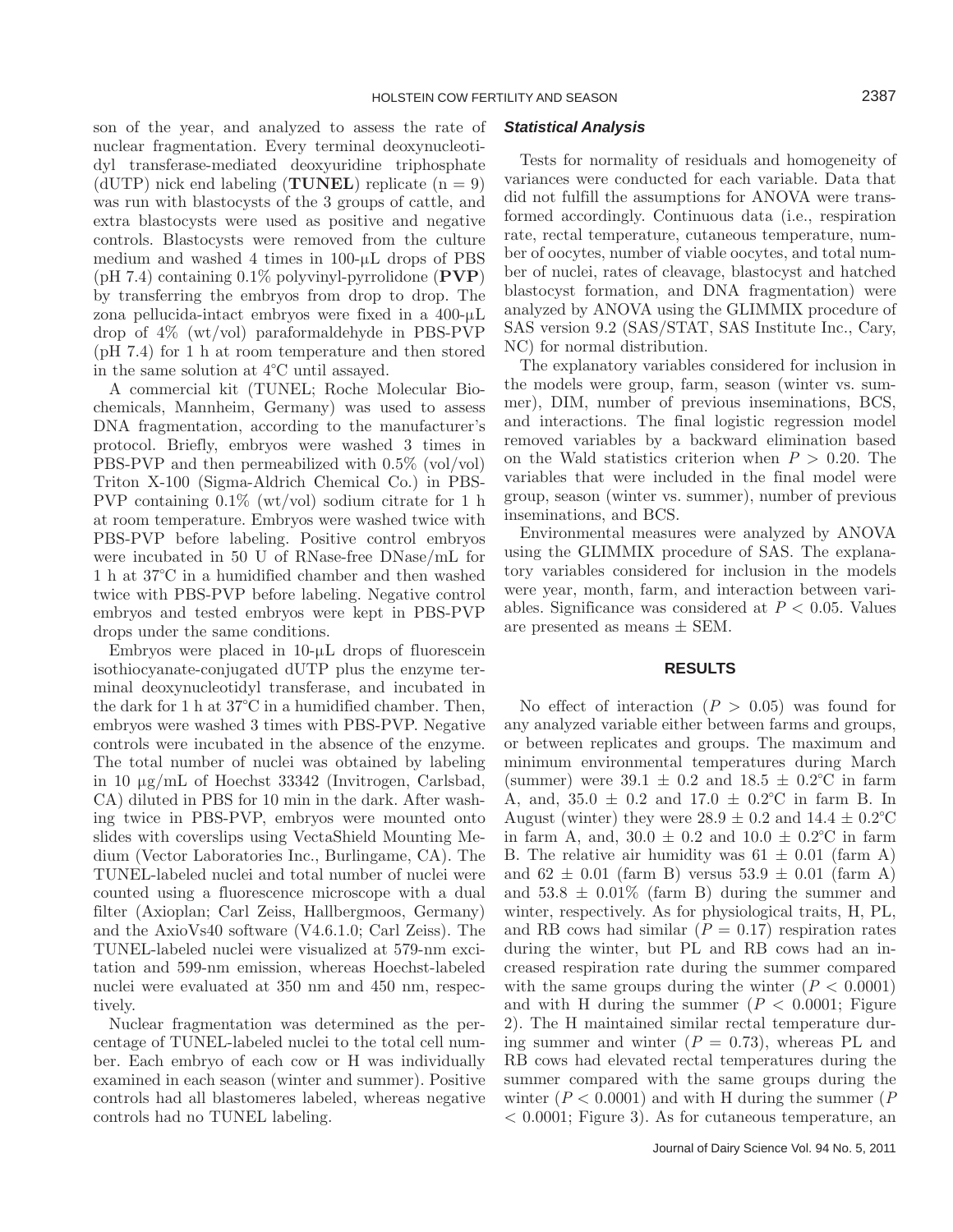son of the year, and analyzed to assess the rate of nuclear fragmentation. Every terminal deoxynucleotidyl transferase-mediated deoxyuridine triphosphate (dUTP) nick end labeling (**TUNEL**) replicate ($n = 9$) was run with blastocysts of the 3 groups of cattle, and extra blastocysts were used as positive and negative controls. Blastocysts were removed from the culture medium and washed 4 times in 100-μL drops of PBS (pH 7.4) containing 0.1% polyvinyl-pyrrolidone (**PVP**) by transferring the embryos from drop to drop. The zona pellucida-intact embryos were fixed in a 400-μL drop of 4% (wt/vol) paraformaldehyde in PBS-PVP (pH 7.4) for 1 h at room temperature and then stored in the same solution at 4°C until assayed.

A commercial kit (TUNEL; Roche Molecular Biochemicals, Mannheim, Germany) was used to assess DNA fragmentation, according to the manufacturer's protocol. Briefly, embryos were washed 3 times in PBS-PVP and then permeabilized with 0.5% (vol/vol) Triton X-100 (Sigma-Aldrich Chemical Co.) in PBS-PVP containing 0.1% (wt/vol) sodium citrate for 1 h at room temperature. Embryos were washed twice with PBS-PVP before labeling. Positive control embryos were incubated in 50 U of RNase-free DNase/mL for 1 h at 37°C in a humidified chamber and then washed twice with PBS-PVP before labeling. Negative control embryos and tested embryos were kept in PBS-PVP drops under the same conditions.

Embryos were placed in 10-μL drops of fluorescein isothiocyanate-conjugated dUTP plus the enzyme terminal deoxynucleotidyl transferase, and incubated in the dark for 1 h at 37°C in a humidified chamber. Then, embryos were washed 3 times with PBS-PVP. Negative controls were incubated in the absence of the enzyme. The total number of nuclei was obtained by labeling in 10 μg/mL of Hoechst 33342 (Invitrogen, Carlsbad, CA) diluted in PBS for 10 min in the dark. After washing twice in PBS-PVP, embryos were mounted onto slides with coverslips using VectaShield Mounting Medium (Vector Laboratories Inc., Burlingame, CA). The TUNEL-labeled nuclei and total number of nuclei were counted using a fluorescence microscope with a dual filter (Axioplan; Carl Zeiss, Hallbergmoos, Germany) and the AxioVs40 software (V4.6.1.0; Carl Zeiss). The TUNEL-labeled nuclei were visualized at 579-nm excitation and 599-nm emission, whereas Hoechst-labeled nuclei were evaluated at 350 nm and 450 nm, respectively.

Nuclear fragmentation was determined as the percentage of TUNEL-labeled nuclei to the total cell number. Each embryo of each cow or H was individually examined in each season (winter and summer). Positive controls had all blastomeres labeled, whereas negative controls had no TUNEL labeling.

### *Statistical Analysis*

Tests for normality of residuals and homogeneity of variances were conducted for each variable. Data that did not fulfill the assumptions for ANOVA were transformed accordingly. Continuous data (i.e., respiration rate, rectal temperature, cutaneous temperature, number of oocytes, number of viable oocytes, and total number of nuclei, rates of cleavage, blastocyst and hatched blastocyst formation, and DNA fragmentation) were analyzed by ANOVA using the GLIMMIX procedure of SAS version 9.2 (SAS/STAT, SAS Institute Inc., Cary, NC) for normal distribution.

The explanatory variables considered for inclusion in the models were group, farm, season (winter vs. summer), DIM, number of previous inseminations, BCS, and interactions. The final logistic regression model removed variables by a backward elimination based on the Wald statistics criterion when $P > 0.20$. The variables that were included in the final model were group, season (winter vs. summer), number of previous inseminations, and BCS.

Environmental measures were analyzed by ANOVA using the GLIMMIX procedure of SAS. The explanatory variables considered for inclusion in the models were year, month, farm, and interaction between variables. Significance was considered at $P < 0.05$. Values are presented as means ± SEM.

## RESULTS

No effect of interaction ($P > 0.05$) was found for any analyzed variable either between farms and groups, or between replicates and groups. The maximum and minimum environmental temperatures during March (summer) were 39.1 ± 0.2 and 18.5 ± 0.2°C in farm A, and, 35.0 ± 0.2 and 17.0 ± 0.2°C in farm B. In August (winter) they were 28.9 ± 0.2 and 14.4 ± 0.2°C in farm A, and, 30.0 ± 0.2 and 10.0 ± 0.2°C in farm B. The relative air humidity was 61 ± 0.01 (farm A) and 62 ± 0.01 (farm B) versus 53.9 ± 0.01 (farm A) and 53.8 ± 0.01% (farm B) during the summer and winter, respectively. As for physiological traits, H, PL, and RB cows had similar ($P = 0.17$) respiration rates during the winter, but PL and RB cows had an increased respiration rate during the summer compared with the same groups during the winter ($P < 0.0001$) and with H during the summer ($P < 0.0001$; Figure 2). The H maintained similar rectal temperature during summer and winter ($P = 0.73$), whereas PL and RB cows had elevated rectal temperatures during the summer compared with the same groups during the winter ($P < 0.0001$) and with H during the summer ($P < 0.0001$; Figure 3). As for cutaneous temperature, an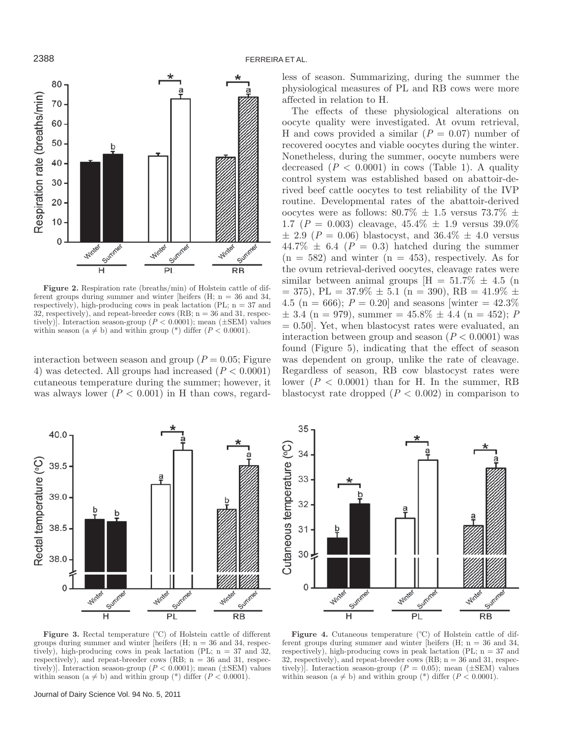**Figure 2.** Respiration rate (breaths/min) of Holstein cattle of different groups during summer and winter [heifers (H; n = 36 and 34, respectively), high-producing cows in peak lactation (PL; n = 37 and 32, respectively), and repeat-breeder cows (RB; n = 36 and 31, respectively)]. Interaction season-group ($P < 0.0001$); mean (±SEM) values within season (a ≠ b) and within group (*) differ ($P < 0.0001$).

interaction between season and group ($P = 0.05$; Figure 4) was detected. All groups had increased ($P < 0.0001$) cutaneous temperature during the summer; however, it was always lower ($P < 0.001$) in H than cows, regardless of season. Summarizing, during the summer the physiological measures of PL and RB cows were more affected in relation to H.

The effects of these physiological alterations on oocyte quality were investigated. At ovum retrieval, H and cows provided a similar ($P = 0.07$) number of recovered oocytes and viable oocytes during the winter. Nonetheless, during the summer, oocyte numbers were decreased ($P < 0.0001$) in cows (Table 1). A quality control system was established based on abattoir-derived beef cattle oocytes to test reliability of the IVP routine. Developmental rates of the abattoir-derived oocytes were as follows: 80.7% ± 1.5 versus 73.7% ± 1.7 ($P = 0.003$) cleavage, 45.4% ± 1.9 versus 39.0% ± 2.9 ($P = 0.06$) blastocyst, and 36.4% ± 4.0 versus 44.7% ± 6.4 ($P = 0.3$) hatched during the summer (n = 582) and winter (n = 453), respectively. As for the ovum retrieval-derived oocytes, cleavage rates were similar between animal groups [H = 51.7% ± 4.5 (n = 375), PL = 37.9% ± 5.1 (n = 390), RB = 41.9% ± 4.5 (n = 666); $P = 0.20$] and seasons [winter = 42.3% ± 3.4 (n = 979), summer = 45.8% ± 4.4 (n = 452); $P = 0.50$]. Yet, when blastocyst rates were evaluated, an interaction between group and season ($P < 0.0001$) was found (Figure 5), indicating that the effect of season was dependent on group, unlike the rate of cleavage. Regardless of season, RB cow blastocyst rates were lower ($P < 0.0001$) than for H. In the summer, RB blastocyst rate dropped ($P < 0.002$) in comparison to

**Figure 3.** Rectal temperature (°C) of Holstein cattle of different groups during summer and winter [heifers (H; n = 36 and 34, respectively), high-producing cows in peak lactation (PL; n = 37 and 32, respectively), and repeat-breeder cows (RB; n = 36 and 31, respectively)]. Interaction season-group ($P < 0.0001$); mean (±SEM) values within season (a ≠ b) and within group (*) differ ($P < 0.0001$).

**Figure 4.** Cutaneous temperature (°C) of Holstein cattle of different groups during summer and winter [heifers (H; n = 36 and 34, respectively), high-producing cows in peak lactation (PL; n = 37 and 32, respectively), and repeat-breeder cows (RB; n = 36 and 31, respectively)]. Interaction season-group ($P = 0.05$); mean (±SEM) values within season (a ≠ b) and within group (*) differ ($P < 0.0001$).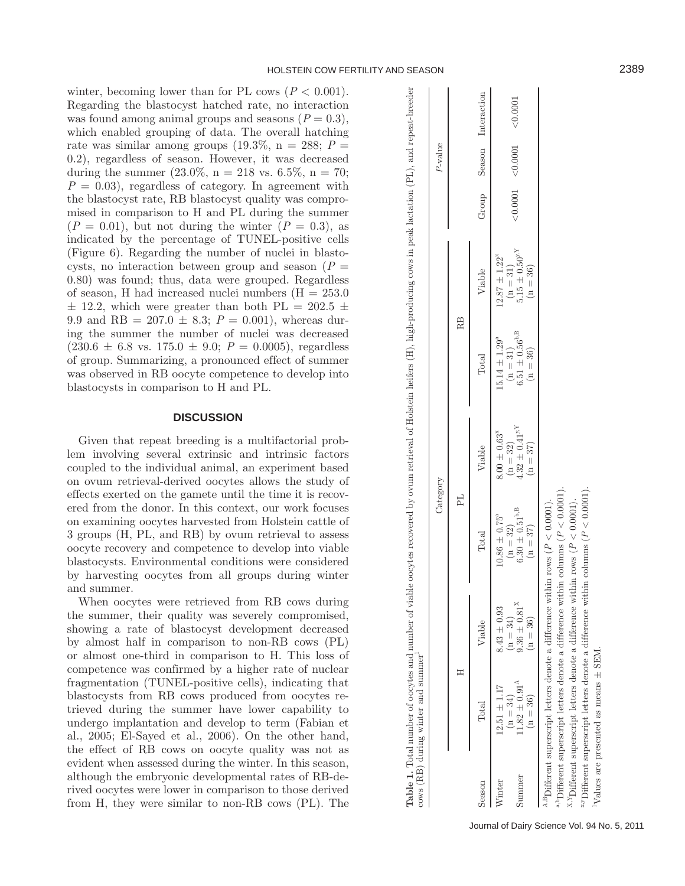winter, becoming lower than for PL cows ($P < 0.001$). Regarding the blastocyst hatched rate, no interaction was found among animal groups and seasons ($P = 0.3$), which enabled grouping of data. The overall hatching rate was similar among groups (19.3%, n = 288; $P = 0.2$), regardless of season. However, it was decreased during the summer (23.0%, n = 218 vs. 6.5%, n = 70; $P = 0.03$), regardless of category. In agreement with the blastocyst rate, RB blastocyst quality was compromised in comparison to H and PL during the summer ($P = 0.01$), but not during the winter ($P = 0.3$), as indicated by the percentage of TUNEL-positive cells (Figure 6). Regarding the number of nuclei in blastocysts, no interaction between group and season ($P = 0.80$) was found; thus, data were grouped. Regardless of season, H had increased nuclei numbers (H = 253.0 ± 12.2, which were greater than both PL = 202.5 ± 9.9 and RB = 207.0 ± 8.3; $P = 0.001$), whereas during the summer the number of nuclei was decreased (230.6 ± 6.8 vs. 175.0 ± 9.0; $P = 0.0005$), regardless of group. Summarizing, a pronounced effect of summer was observed in RB oocyte competence to develop into blastocysts in comparison to H and PL.

## DISCUSSION

Given that repeat breeding is a multifactorial problem involving several extrinsic and intrinsic factors coupled to the individual animal, an experiment based on ovum retrieval-derived oocytes allows the study of effects exerted on the gamete until the time it is recovered from the donor. In this context, our work focuses on examining oocytes harvested from Holstein cattle of 3 groups (H, PL, and RB) by ovum retrieval to assess oocyte recovery and competence to develop into viable blastocysts. Environmental conditions were considered by harvesting oocytes from all groups during winter and summer.

When oocytes were retrieved from RB cows during the summer, their quality was severely compromised, showing a rate of blastocyst development decreased by almost half in comparison to non-RB cows (PL) or almost one-third in comparison to H. This loss of competence was confirmed by a higher rate of nuclear fragmentation (TUNEL-positive cells), indicating that blastocysts from RB cows produced from oocytes retrieved during the summer have lower capability to undergo implantation and develop to term (Fabian et al., 2005; El-Sayed et al., 2006). On the other hand, the effect of RB cows on oocyte quality was not as evident when assessed during the winter. In this season, although the embryonic developmental rates of RB-derived oocytes were lower in comparison to those derived from H, they were similar to non-RB cows (PL). The

**Table 1.** Total number of oocytes and number of viable oocytes recovered by ovum retrieval of Holstein heifers (H), high-producing cows in peak lactation (PL), and repeat-breeder cows (RB) during winter and summer[1]

| Season | Category | | | | | | *P*-value | | |
|---|---|---|---|---|---|---|---|---|---|
| | H | | PL | | RB | | | | |
| | Total | Viable | Total | Viable | Total | Viable | Group | Season | Interaction |
| Winter | 12.51 ± 1.17 (n = 34) | 8.43 ± 0.93 (n = 34) | 10.86 ± 0.75[a] (n = 32) | 8.00 ± 0.63[x] (n = 32) | 15.14 ± 1.29[a] (n = 31) | 12.87 ± 1.22[x] (n = 31) | <0.0001 | <0.0001 | <0.0001 |
| Summer | 11.82 ± 0.91[A] (n = 36) | 9.36 ± 0.81[X] (n = 36) | 6.30 ± 0.51[b,B] (n = 37) | 4.32 ± 0.41[y,Y] (n = 37) | 6.51 ± 0.56[b,B] (n = 36) | 5.15 ± 0.50[y,Y] (n = 36) | | | |

[A,B]Different superscript letters denote a difference within rows ($P < 0.0001$).
[a,b]Different superscript letters denote a difference within columns ($P < 0.0001$).
[X,Y]Different superscript letters denote a difference within rows ($P < 0.0001$).
[x,y]Different superscript letters denote a difference within columns ($P < 0.0001$).
[1]Values are presented as means ± SEM.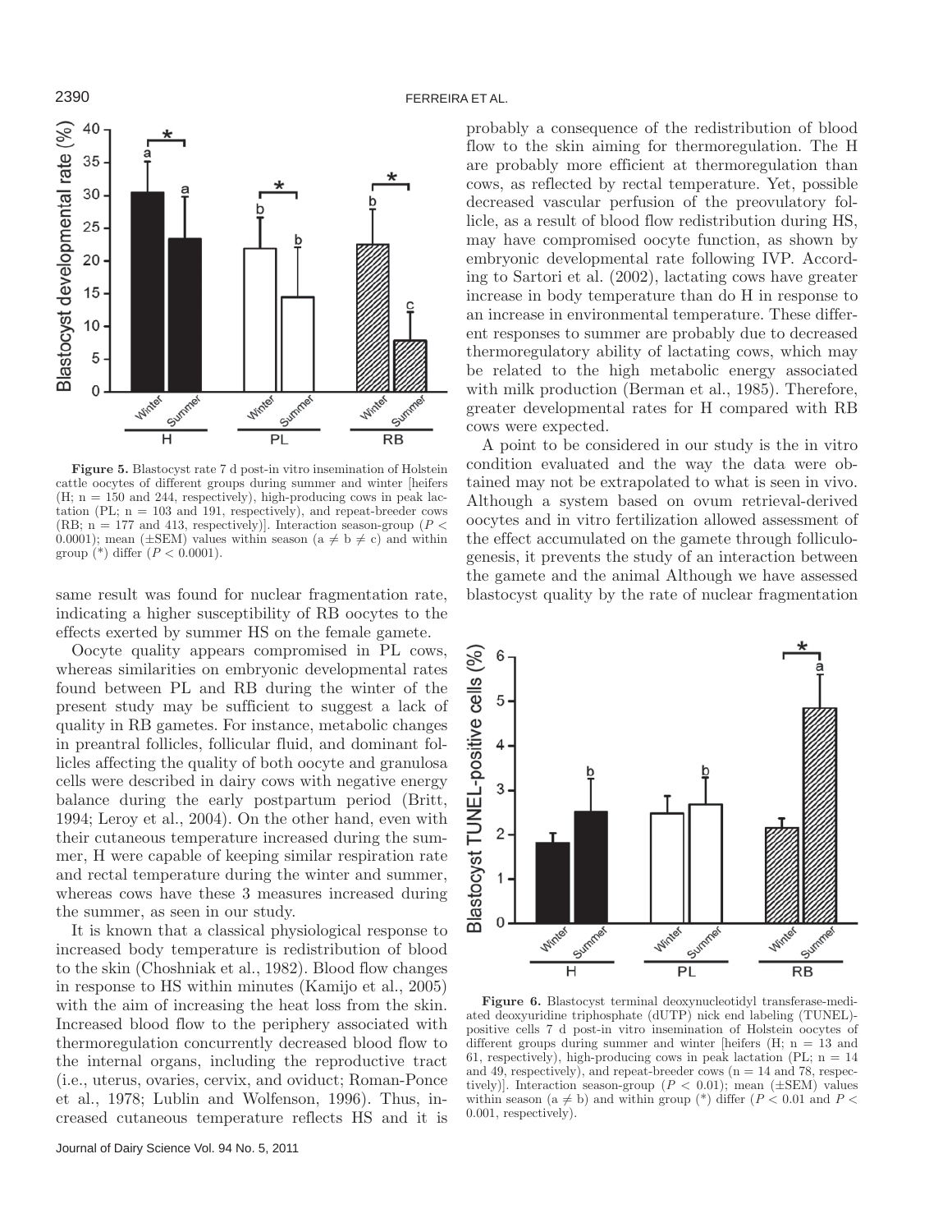**Figure 5.** Blastocyst rate 7 d post-in vitro insemination of Holstein cattle oocytes of different groups during summer and winter [heifers (H; n = 150 and 244, respectively), high-producing cows in peak lactation (PL; n = 103 and 191, respectively), and repeat-breeder cows (RB; n = 177 and 413, respectively)]. Interaction season-group ($P < 0.0001$); mean (±SEM) values within season (a ≠ b ≠ c) and within group (*) differ ($P < 0.0001$).

same result was found for nuclear fragmentation rate, indicating a higher susceptibility of RB oocytes to the effects exerted by summer HS on the female gamete.

Oocyte quality appears compromised in PL cows, whereas similarities on embryonic developmental rates found between PL and RB during the winter of the present study may be sufficient to suggest a lack of quality in RB gametes. For instance, metabolic changes in preantral follicles, follicular fluid, and dominant follicles affecting the quality of both oocyte and granulosa cells were described in dairy cows with negative energy balance during the early postpartum period (Britt, 1994; Leroy et al., 2004). On the other hand, even with their cutaneous temperature increased during the summer, H were capable of keeping similar respiration rate and rectal temperature during the winter and summer, whereas cows have these 3 measures increased during the summer, as seen in our study.

It is known that a classical physiological response to increased body temperature is redistribution of blood to the skin (Choshniak et al., 1982). Blood flow changes in response to HS within minutes (Kamijo et al., 2005) with the aim of increasing the heat loss from the skin. Increased blood flow to the periphery associated with thermoregulation concurrently decreased blood flow to the internal organs, including the reproductive tract (i.e., uterus, ovaries, cervix, and oviduct; Roman-Ponce et al., 1978; Lublin and Wolfenson, 1996). Thus, increased cutaneous temperature reflects HS and it is probably a consequence of the redistribution of blood flow to the skin aiming for thermoregulation. The H are probably more efficient at thermoregulation than cows, as reflected by rectal temperature. Yet, possible decreased vascular perfusion of the preovulatory follicle, as a result of blood flow redistribution during HS, may have compromised oocyte function, as shown by embryonic developmental rate following IVP. According to Sartori et al. (2002), lactating cows have greater increase in body temperature than do H in response to an increase in environmental temperature. These different responses to summer are probably due to decreased thermoregulatory ability of lactating cows, which may be related to the high metabolic energy associated with milk production (Berman et al., 1985). Therefore, greater developmental rates for H compared with RB cows were expected.

A point to be considered in our study is the in vitro condition evaluated and the way the data were obtained may not be extrapolated to what is seen in vivo. Although a system based on ovum retrieval-derived oocytes and in vitro fertilization allowed assessment of the effect accumulated on the gamete through folliculogenesis, it prevents the study of an interaction between the gamete and the animal Although we have assessed blastocyst quality by the rate of nuclear fragmentation

**Figure 6.** Blastocyst terminal deoxynucleotidyl transferase-mediated deoxyuridine triphosphate (dUTP) nick end labeling (TUNEL)-positive cells 7 d post-in vitro insemination of Holstein oocytes of different groups during summer and winter [heifers (H; n = 13 and 61, respectively), high-producing cows in peak lactation (PL; n = 14 and 49, respectively), and repeat-breeder cows (n = 14 and 78, respectively)]. Interaction season-group ($P < 0.01$); mean (±SEM) values within season (a ≠ b) and within group (*) differ ($P < 0.01$ and $P < 0.001$, respectively).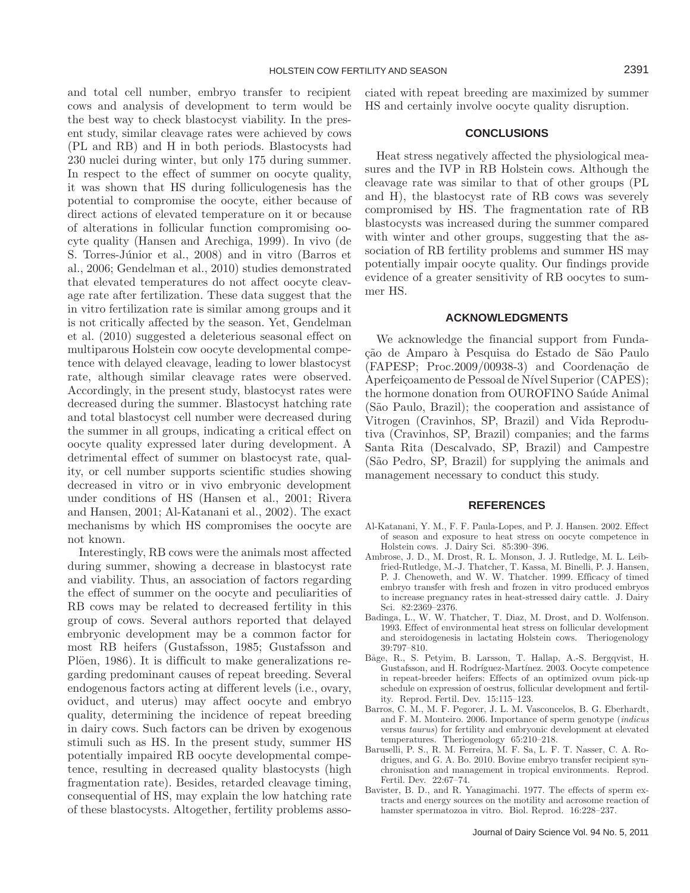and total cell number, embryo transfer to recipient cows and analysis of development to term would be the best way to check blastocyst viability. In the present study, similar cleavage rates were achieved by cows (PL and RB) and H in both periods. Blastocysts had 230 nuclei during winter, but only 175 during summer. In respect to the effect of summer on oocyte quality, it was shown that HS during folliculogenesis has the potential to compromise the oocyte, either because of direct actions of elevated temperature on it or because of alterations in follicular function compromising oocyte quality (Hansen and Arechiga, 1999). In vivo (de S. Torres-Júnior et al., 2008) and in vitro (Barros et al., 2006; Gendelman et al., 2010) studies demonstrated that elevated temperatures do not affect oocyte cleavage rate after fertilization. These data suggest that the in vitro fertilization rate is similar among groups and it is not critically affected by the season. Yet, Gendelman et al. (2010) suggested a deleterious seasonal effect on multiparous Holstein cow oocyte developmental competence with delayed cleavage, leading to lower blastocyst rate, although similar cleavage rates were observed. Accordingly, in the present study, blastocyst rates were decreased during the summer. Blastocyst hatching rate and total blastocyst cell number were decreased during the summer in all groups, indicating a critical effect on oocyte quality expressed later during development. A detrimental effect of summer on blastocyst rate, quality, or cell number supports scientific studies showing decreased in vitro or in vivo embryonic development under conditions of HS (Hansen et al., 2001; Rivera and Hansen, 2001; Al-Katanani et al., 2002). The exact mechanisms by which HS compromises the oocyte are not known.

Interestingly, RB cows were the animals most affected during summer, showing a decrease in blastocyst rate and viability. Thus, an association of factors regarding the effect of summer on the oocyte and peculiarities of RB cows may be related to decreased fertility in this group of cows. Several authors reported that delayed embryonic development may be a common factor for most RB heifers (Gustafsson, 1985; Gustafsson and Plöen, 1986). It is difficult to make generalizations regarding predominant causes of repeat breeding. Several endogenous factors acting at different levels (i.e., ovary, oviduct, and uterus) may affect oocyte and embryo quality, determining the incidence of repeat breeding in dairy cows. Such factors can be driven by exogenous stimuli such as HS. In the present study, summer HS potentially impaired RB oocyte developmental competence, resulting in decreased quality blastocysts (high fragmentation rate). Besides, retarded cleavage timing, consequential of HS, may explain the low hatching rate of these blastocysts. Altogether, fertility problems associated with repeat breeding are maximized by summer HS and certainly involve oocyte quality disruption.

## CONCLUSIONS

Heat stress negatively affected the physiological measures and the IVP in RB Holstein cows. Although the cleavage rate was similar to that of other groups (PL and H), the blastocyst rate of RB cows was severely compromised by HS. The fragmentation rate of RB blastocysts was increased during the summer compared with winter and other groups, suggesting that the association of RB fertility problems and summer HS may potentially impair oocyte quality. Our findings provide evidence of a greater sensitivity of RB oocytes to summer HS.

## ACKNOWLEDGMENTS

We acknowledge the financial support from Fundação de Amparo à Pesquisa do Estado de São Paulo (FAPESP; Proc.2009/00938-3) and Coordenação de Aperfeiçoamento de Pessoal de Nível Superior (CAPES); the hormone donation from OUROFINO Saúde Animal (São Paulo, Brazil); the cooperation and assistance of Vitrogen (Cravinhos, SP, Brazil) and Vida Reprodutiva (Cravinhos, SP, Brazil) companies; and the farms Santa Rita (Descalvado, SP, Brazil) and Campestre (São Pedro, SP, Brazil) for supplying the animals and management necessary to conduct this study.

## REFERENCES

Al-Katanani, Y. M., F. F. Paula-Lopes, and P. J. Hansen. 2002. Effect of season and exposure to heat stress on oocyte competence in Holstein cows. J. Dairy Sci. 85:390–396.

Ambrose, J. D., M. Drost, R. L. Monson, J. J. Rutledge, M. L. Leibfried-Rutledge, M.-J. Thatcher, T. Kassa, M. Binelli, P. J. Hansen, P. J. Chenoweth, and W. W. Thatcher. 1999. Efficacy of timed embryo transfer with fresh and frozen in vitro produced embryos to increase pregnancy rates in heat-stressed dairy cattle. J. Dairy Sci. 82:2369–2376.

Badinga, L., W. W. Thatcher, T. Diaz, M. Drost, and D. Wolfenson. 1993. Effect of environmental heat stress on follicular development and steroidogenesis in lactating Holstein cows. Theriogenology 39:797–810.

Båge, R., S. Petyim, B. Larsson, T. Hallap, A.-S. Bergqvist, H. Gustafsson, and H. Rodríguez-Martínez. 2003. Oocyte competence in repeat-breeder heifers: Effects of an optimized ovum pick-up schedule on expression of oestrus, follicular development and fertility. Reprod. Fertil. Dev. 15:115–123.

Barros, C. M., M. F. Pegorer, J. L. M. Vasconcelos, B. G. Eberhardt, and F. M. Monteiro. 2006. Importance of sperm genotype (*indicus* versus *taurus*) for fertility and embryonic development at elevated temperatures. Theriogenology 65:210–218.

Baruselli, P. S., R. M. Ferreira, M. F. Sa, L. F. T. Nasser, C. A. Rodrigues, and G. A. Bo. 2010. Bovine embryo transfer recipient synchronisation and management in tropical environments. Reprod. Fertil. Dev. 22:67–74.

Bavister, B. D., and R. Yanagimachi. 1977. The effects of sperm extracts and energy sources on the motility and acrosome reaction of hamster spermatozoa in vitro. Biol. Reprod. 16:228–237.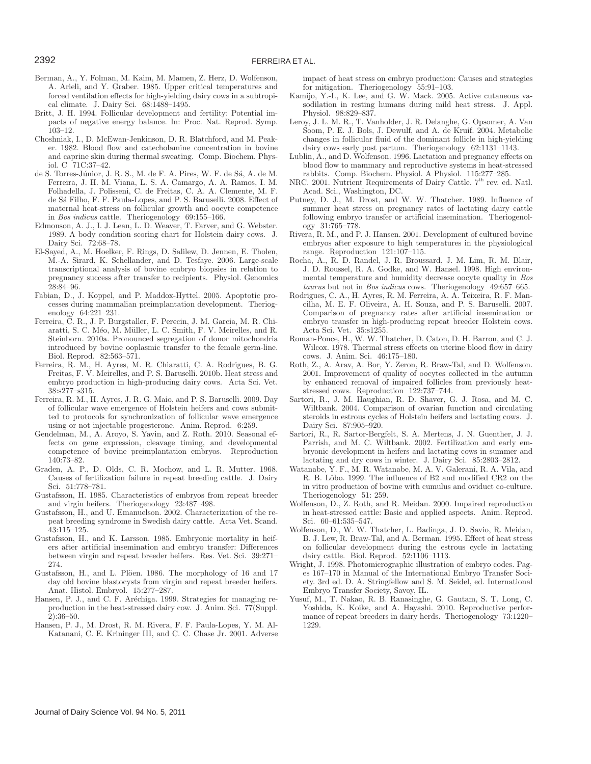Berman, A., Y. Folman, M. Kaim, M. Mamen, Z. Herz, D. Wolfenson, A. Arieli, and Y. Graber. 1985. Upper critical temperatures and forced ventilation effects for high-yielding dairy cows in a subtropical climate. J. Dairy Sci. 68:1488–1495.

Britt, J. H. 1994. Follicular development and fertility: Potential impacts of negative energy balance. In: Proc. Nat. Reprod. Symp. 103–12.

Choshniak, I., D. McEwan-Jenkinson, D. R. Blatchford, and M. Peaker. 1982. Blood flow and catecholamine concentration in bovine and caprine skin during thermal sweating. Comp. Biochem. Physiol. C 71C:37–42.

de S. Torres-Júnior, J. R. S., M. de F. A. Pires, W. F. de Sá, A. de M. Ferreira, J. H. M. Viana, L. S. A. Camargo, A. A. Ramos, I. M. Folhadella, J. Polisseni, C. de Freitas, C. A. A. Clemente, M. F. de Sá Filho, F. F. Paula-Lopes, and P. S. Baruselli. 2008. Effect of maternal heat-stress on follicular growth and oocyte competence in *Bos indicus* cattle. Theriogenology 69:155–166.

Edmonson, A. J., I. J. Lean, L. D. Weaver, T. Farver, and G. Webster. 1989. A body condition scoring chart for Holstein dairy cows. J. Dairy Sci. 72:68–78.

El-Sayed, A., M. Hoelker, F. Rings, D. Salilew, D. Jennen, E. Tholen, M.-A. Sirard, K. Schellander, and D. Tesfaye. 2006. Large-scale transcriptional analysis of bovine embryo biopsies in relation to pregnancy success after transfer to recipients. Physiol. Genomics 28:84–96.

Fabian, D., J. Koppel, and P. Maddox-Hyttel. 2005. Apoptotic processes during mammalian preimplantation development. Theriogenology 64:221–231.

Ferreira, C. R., J. P. Burgstaller, F. Perecin, J. M. Garcia, M. R. Chiaratti, S. C. Méo, M. Müller, L. C. Smith, F. V. Meirelles, and R. Steinborn. 2010a. Pronounced segregation of donor mitochondria introduced by bovine ooplasmic transfer to the female germ-line. Biol. Reprod. 82:563–571.

Ferreira, R. M., H. Ayres, M. R. Chiaratti, C. A. Rodrigues, B. G. Freitas, F. V. Meirelles, and P. S. Baruselli. 2010b. Heat stress and embryo production in high-producing dairy cows. Acta Sci. Vet. 38:s277–s315.

Ferreira, R. M., H. Ayres, J. R. G. Maio, and P. S. Baruselli. 2009. Day of follicular wave emergence of Holstein heifers and cows submitted to protocols for synchronization of follicular wave emergence using or not injectable progesterone. Anim. Reprod. 6:259.

Gendelman, M., A. Aroyo, S. Yavin, and Z. Roth. 2010. Seasonal effects on gene expression, cleavage timing, and developmental competence of bovine preimplantation embryos. Reproduction 140:73–82.

Graden, A. P., D. Olds, C. R. Mochow, and L. R. Mutter. 1968. Causes of fertilization failure in repeat breeding cattle. J. Dairy Sci. 51:778–781.

Gustafsson, H. 1985. Characteristics of embryos from repeat breeder and virgin heifers. Theriogenology 23:487–498.

Gustafsson, H., and U. Emanuelson. 2002. Characterization of the repeat breeding syndrome in Swedish dairy cattle. Acta Vet. Scand. 43:115–125.

Gustafsson, H., and K. Larsson. 1985. Embryonic mortality in heifers after artificial insemination and embryo transfer: Differences between virgin and repeat breeder heifers. Res. Vet. Sci. 39:271–274.

Gustafsson, H., and L. Plöen. 1986. The morphology of 16 and 17 day old bovine blastocysts from virgin and repeat breeder heifers. Anat. Histol. Embryol. 15:277–287.

Hansen, P. J., and C. F. Aréchiga. 1999. Strategies for managing reproduction in the heat-stressed dairy cow. J. Anim. Sci. 77(Suppl. 2):36–50.

Hansen, P. J., M. Drost, R. M. Rivera, F. F. Paula-Lopes, Y. M. Al-Katanani, C. E. Krininger III, and C. C. Chase Jr. 2001. Adverse impact of heat stress on embryo production: Causes and strategies for mitigation. Theriogenology 55:91–103.

Kamijo, Y.-I., K. Lee, and G. W. Mack. 2005. Active cutaneous vasodilation in resting humans during mild heat stress. J. Appl. Physiol. 98:829–837.

Leroy, J. L. M. R., T. Vanholder, J. R. Delanghe, G. Opsomer, A. Van Soom, P. E. J. Bols, J. Dewulf, and A. de Kruif. 2004. Metabolic changes in follicular fluid of the dominant follicle in high-yielding dairy cows early post partum. Theriogenology 62:1131–1143.

Lublin, A., and D. Wolfenson. 1996. Lactation and pregnancy effects on blood flow to mammary and reproductive systems in heat-stressed rabbits. Comp. Biochem. Physiol. A Physiol. 115:277–285.

NRC. 2001. Nutrient Requirements of Dairy Cattle. 7th rev. ed. Natl. Acad. Sci., Washington, DC.

Putney, D. J., M. Drost, and W. W. Thatcher. 1989. Influence of summer heat stress on pregnancy rates of lactating dairy cattle following embryo transfer or artificial insemination. Theriogenology 31:765–778.

Rivera, R. M., and P. J. Hansen. 2001. Development of cultured bovine embryos after exposure to high temperatures in the physiological range. Reproduction 121:107–115.

Rocha, A., R. D. Randel, J. R. Broussard, J. M. Lim, R. M. Blair, J. D. Roussel, R. A. Godke, and W. Hansel. 1998. High environmental temperature and humidity decrease oocyte quality in *Bos taurus* but not in *Bos indicus* cows. Theriogenology 49:657–665.

Rodrigues, C. A., H. Ayres, R. M. Ferreira, A. A. Teixeira, R. F. Mancilha, M. E. F. Oliveira, A. H. Souza, and P. S. Baruselli. 2007. Comparison of pregnancy rates after artificial insemination or embryo transfer in high-producing repeat breeder Holstein cows. Acta Sci. Vet. 35:s1255.

Roman-Ponce, H., W. W. Thatcher, D. Caton, D. H. Barron, and C. J. Wilcox. 1978. Thermal stress effects on uterine blood flow in dairy cows. J. Anim. Sci. 46:175–180.

Roth, Z., A. Arav, A. Bor, Y. Zeron, R. Braw-Tal, and D. Wolfenson. 2001. Improvement of quality of oocytes collected in the autumn by enhanced removal of impaired follicles from previously heat-stressed cows. Reproduction 122:737–744.

Sartori, R., J. M. Haughian, R. D. Shaver, G. J. Rosa, and M. C. Wiltbank. 2004. Comparison of ovarian function and circulating steroids in estrous cycles of Holstein heifers and lactating cows. J. Dairy Sci. 87:905–920.

Sartori, R., R. Sartor-Bergfelt, S. A. Mertens, J. N. Guenther, J. J. Parrish, and M. C. Wiltbank. 2002. Fertilization and early embryonic development in heifers and lactating cows in summer and lactating and dry cows in winter. J. Dairy Sci. 85:2803–2812.

Watanabe, Y. F., M. R. Watanabe, M. A. V. Galerani, R. A. Vila, and R. B. Lôbo. 1999. The influence of B2 and modified CR2 on the in vitro production of bovine with cumulus and oviduct co-culture. Theriogenology 51: 259.

Wolfenson, D., Z. Roth, and R. Meidan. 2000. Impaired reproduction in heat-stressed cattle: Basic and applied aspects. Anim. Reprod. Sci. 60–61:535–547.

Wolfenson, D., W. W. Thatcher, L. Badinga, J. D. Savio, R. Meidan, B. J. Lew, R. Braw-Tal, and A. Berman. 1995. Effect of heat stress on follicular development during the estrous cycle in lactating dairy cattle. Biol. Reprod. 52:1106–1113.

Wright, J. 1998. Photomicrographic illustration of embryo codes. Pages 167–170 in Manual of the International Embryo Transfer Society. 3rd ed. D. A. Stringfellow and S. M. Seidel, ed. International Embryo Transfer Society, Savoy, IL.

Yusuf, M., T. Nakao, R. B. Ranasinghe, G. Gautam, S. T. Long, C. Yoshida, K. Koike, and A. Hayashi. 2010. Reproductive performance of repeat breeders in dairy herds. Theriogenology 73:1220–1229.